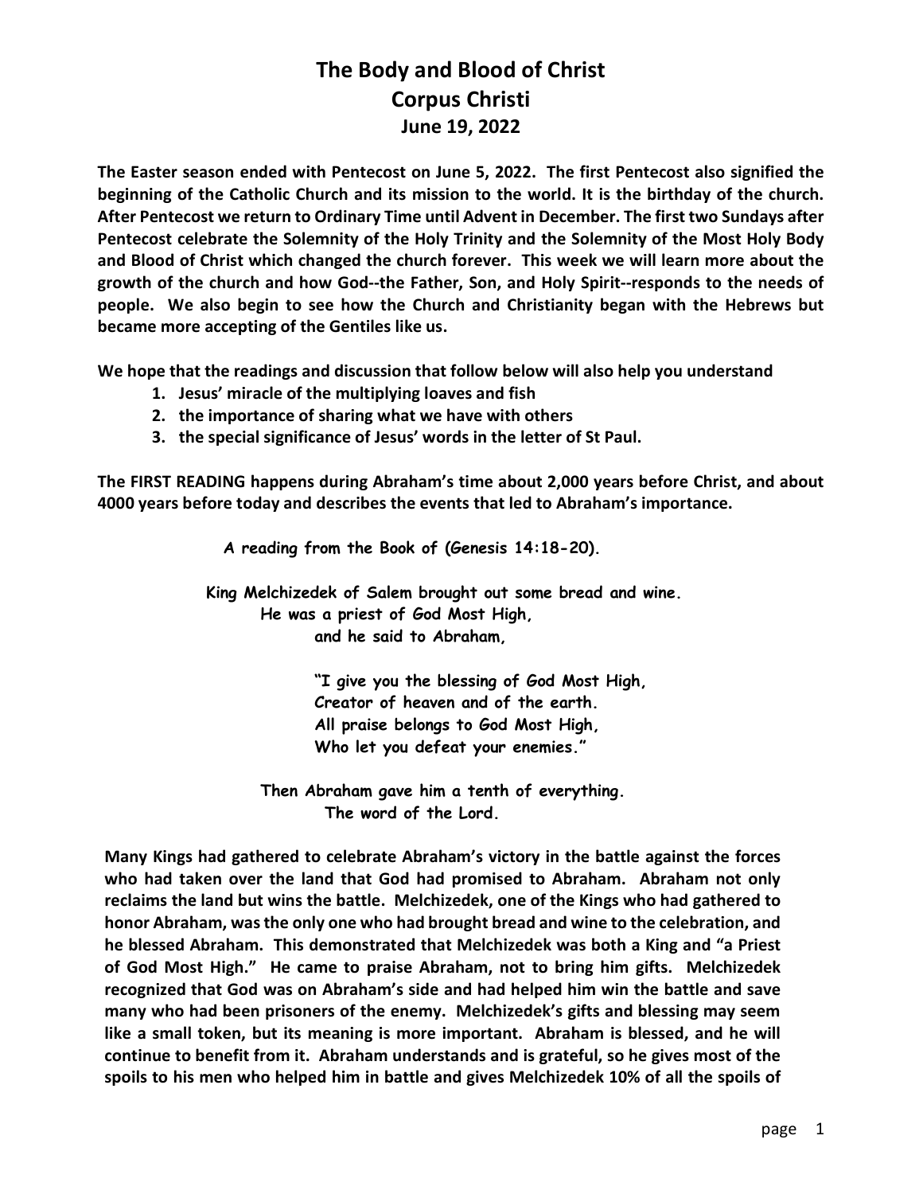# The Body and Blood of Christ
# Corpus Christi
# June 19, 2022

**The Easter season ended with Pentecost on June 5, 2022. The first Pentecost also signified the beginning of the Catholic Church and its mission to the world. It is the birthday of the church. After Pentecost we return to Ordinary Time until Advent in December. The first two Sundays after Pentecost celebrate the Solemnity of the Holy Trinity and the Solemnity of the Most Holy Body and Blood of Christ which changed the church forever. This week we will learn more about the growth of the church and how God--the Father, Son, and Holy Spirit--responds to the needs of people. We also begin to see how the Church and Christianity began with the Hebrews but became more accepting of the Gentiles like us.**

**We hope that the readings and discussion that follow below will also help you understand**

1. **Jesus' miracle of the multiplying loaves and fish**
2. **the importance of sharing what we have with others**
3. **the special significance of Jesus' words in the letter of St Paul.**

**The FIRST READING happens during Abraham's time about 2,000 years before Christ, and about 4000 years before today and describes the events that led to Abraham's importance.**

**A reading from the Book of (Genesis 14:18-20).**

**King Melchizedek of Salem brought out some bread and wine.**
**He was a priest of God Most High,**
**and he said to Abraham,**

**"I give you the blessing of God Most High,**
**Creator of heaven and of the earth.**
**All praise belongs to God Most High,**
**Who let you defeat your enemies."**

**Then Abraham gave him a tenth of everything.**
**The word of the Lord.**

**Many Kings had gathered to celebrate Abraham's victory in the battle against the forces who had taken over the land that God had promised to Abraham. Abraham not only reclaims the land but wins the battle. Melchizedek, one of the Kings who had gathered to honor Abraham, was the only one who had brought bread and wine to the celebration, and he blessed Abraham. This demonstrated that Melchizedek was both a King and "a Priest of God Most High." He came to praise Abraham, not to bring him gifts. Melchizedek recognized that God was on Abraham's side and had helped him win the battle and save many who had been prisoners of the enemy. Melchizedek's gifts and blessing may seem like a small token, but its meaning is more important. Abraham is blessed, and he will continue to benefit from it. Abraham understands and is grateful, so he gives most of the spoils to his men who helped him in battle and gives Melchizedek 10% of all the spoils of**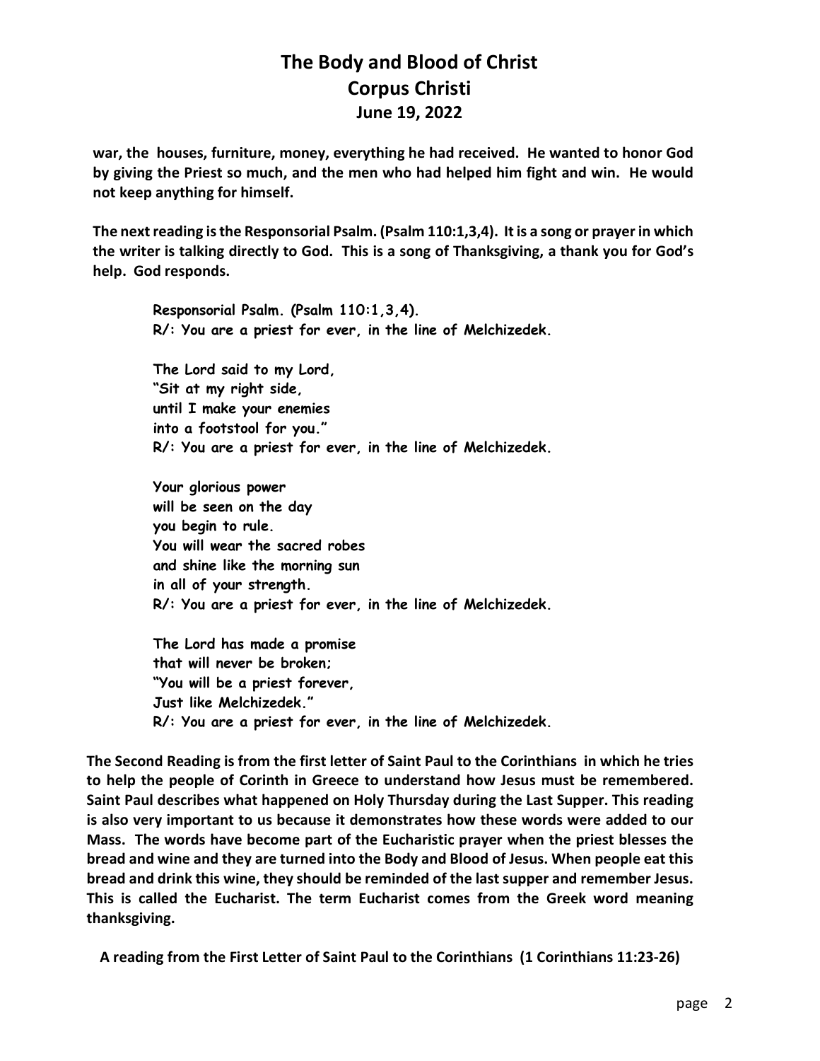**war, the houses, furniture, money, everything he had received. He wanted to honor God by giving the Priest so much, and the men who had helped him fight and win. He would not keep anything for himself.**

**The next reading is the Responsorial Psalm. (Psalm 110:1,3,4). It is a song or prayer in which the writer is talking directly to God. This is a song of Thanksgiving, a thank you for God's help. God responds.**

**Responsorial Psalm. (Psalm 110:1,3,4).**
**R/: You are a priest for ever, in the line of Melchizedek.**

**The Lord said to my Lord,**
**"Sit at my right side,**
**until I make your enemies**
**into a footstool for you."**
**R/: You are a priest for ever, in the line of Melchizedek.**

**Your glorious power**
**will be seen on the day**
**you begin to rule.**
**You will wear the sacred robes**
**and shine like the morning sun**
**in all of your strength.**
**R/: You are a priest for ever, in the line of Melchizedek.**

**The Lord has made a promise**
**that will never be broken;**
**"You will be a priest forever,**
**Just like Melchizedek."**
**R/: You are a priest for ever, in the line of Melchizedek.**

**The Second Reading is from the first letter of Saint Paul to the Corinthians in which he tries to help the people of Corinth in Greece to understand how Jesus must be remembered. Saint Paul describes what happened on Holy Thursday during the Last Supper. This reading is also very important to us because it demonstrates how these words were added to our Mass. The words have become part of the Eucharistic prayer when the priest blesses the bread and wine and they are turned into the Body and Blood of Jesus. When people eat this bread and drink this wine, they should be reminded of the last supper and remember Jesus. This is called the Eucharist. The term Eucharist comes from the Greek word meaning thanksgiving.**

**A reading from the First Letter of Saint Paul to the Corinthians (1 Corinthians 11:23-26)**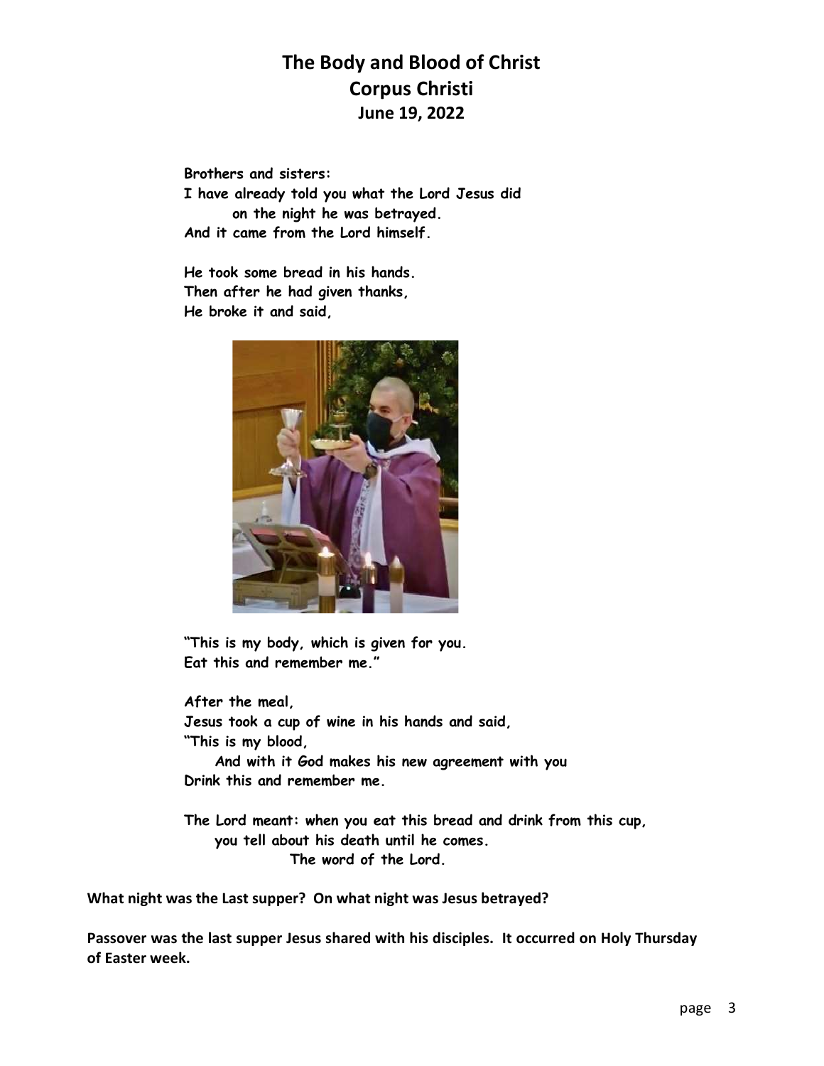# The Body and Blood of Christ
# Corpus Christi
## June 19, 2022

**Brothers and sisters:**
**I have already told you what the Lord Jesus did**
**on the night he was betrayed.**
**And it came from the Lord himself.**

**He took some bread in his hands.**
**Then after he had given thanks,**
**He broke it and said,**

**"This is my body, which is given for you.**
**Eat this and remember me."**

**After the meal,**
**Jesus took a cup of wine in his hands and said,**
**"This is my blood,**
**And with it God makes his new agreement with you**
**Drink this and remember me.**

**The Lord meant: when you eat this bread and drink from this cup,**
**you tell about his death until he comes.**
**The word of the Lord.**

**What night was the Last supper? On what night was Jesus betrayed?**

**Passover was the last supper Jesus shared with his disciples. It occurred on Holy Thursday of Easter week.**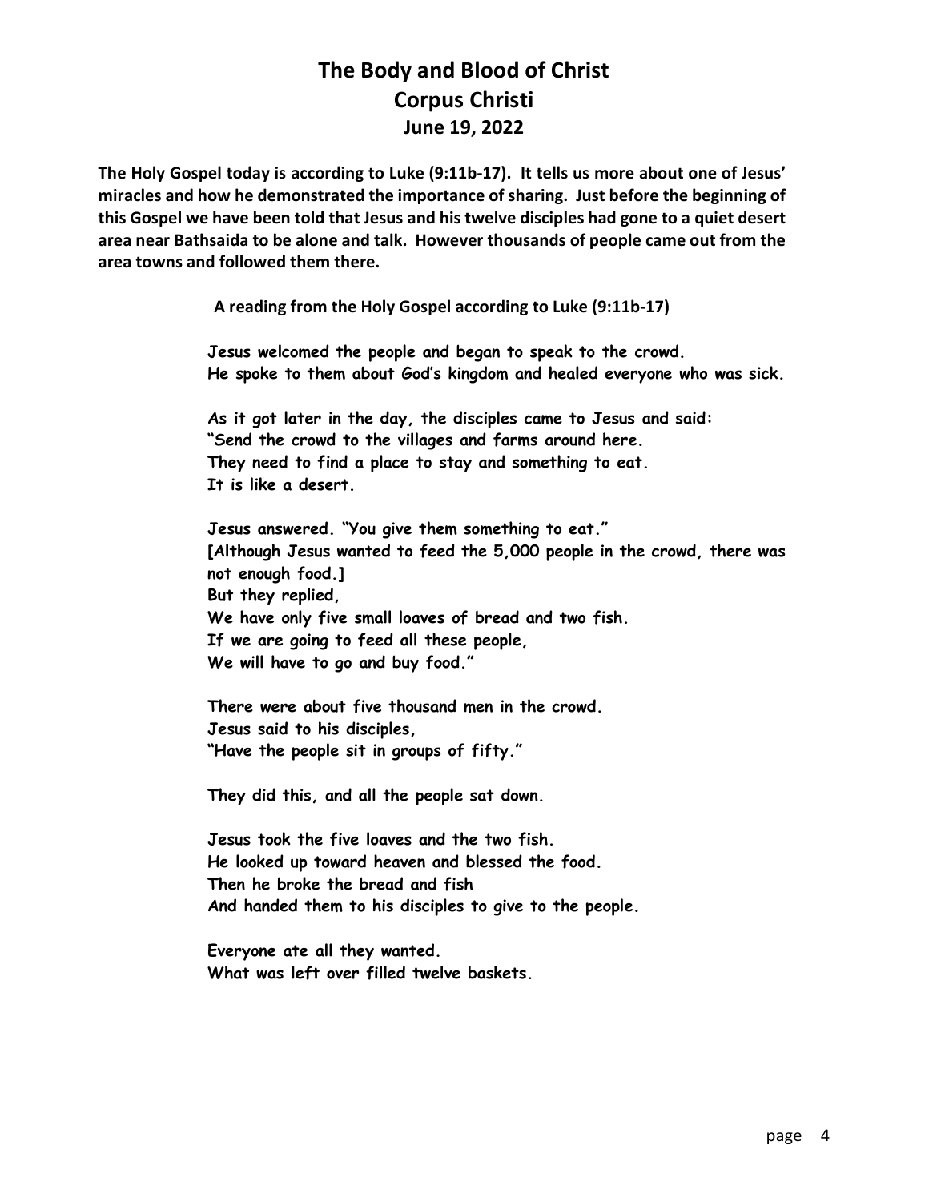# The Body and Blood of Christ
# Corpus Christi
## June 19, 2022

**The Holy Gospel today is according to Luke (9:11b-17). It tells us more about one of Jesus' miracles and how he demonstrated the importance of sharing. Just before the beginning of this Gospel we have been told that Jesus and his twelve disciples had gone to a quiet desert area near Bathsaida to be alone and talk. However thousands of people came out from the area towns and followed them there.**

**A reading from the Holy Gospel according to Luke (9:11b-17)**

**Jesus welcomed the people and began to speak to the crowd.**
**He spoke to them about God's kingdom and healed everyone who was sick.**

**As it got later in the day, the disciples came to Jesus and said:**
**"Send the crowd to the villages and farms around here.**
**They need to find a place to stay and something to eat.**
**It is like a desert.**

**Jesus answered. "You give them something to eat."**
**[Although Jesus wanted to feed the 5,000 people in the crowd, there was not enough food.]**
**But they replied,**
**We have only five small loaves of bread and two fish.**
**If we are going to feed all these people,**
**We will have to go and buy food."**

**There were about five thousand men in the crowd.**
**Jesus said to his disciples,**
**"Have the people sit in groups of fifty."**

**They did this, and all the people sat down.**

**Jesus took the five loaves and the two fish.**
**He looked up toward heaven and blessed the food.**
**Then he broke the bread and fish**
**And handed them to his disciples to give to the people.**

**Everyone ate all they wanted.**
**What was left over filled twelve baskets.**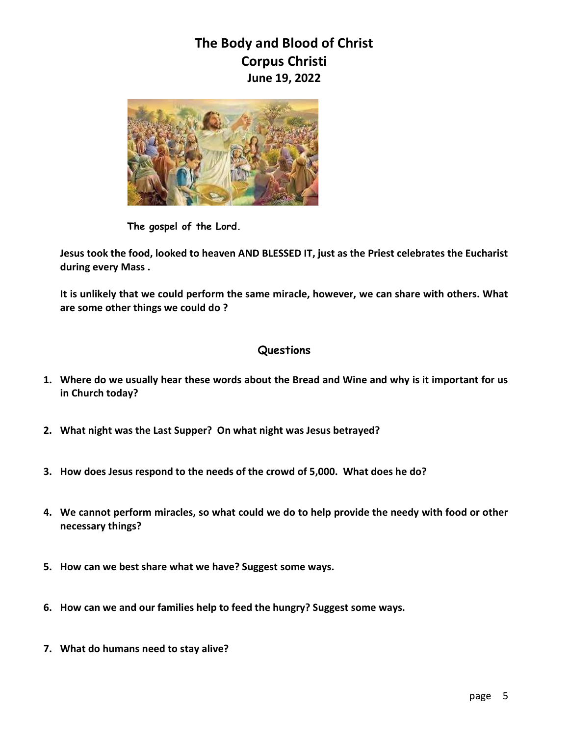# The Body and Blood of Christ
## Corpus Christi
### June 19, 2022

The gospel of the Lord.

**Jesus took the food, looked to heaven AND BLESSED IT, just as the Priest celebrates the Eucharist during every Mass .**

**It is unlikely that we could perform the same miracle, however, we can share with others. What are some other things we could do ?**

## Questions

1. **Where do we usually hear these words about the Bread and Wine and why is it important for us in Church today?**
2. **What night was the Last Supper? On what night was Jesus betrayed?**
3. **How does Jesus respond to the needs of the crowd of 5,000. What does he do?**
4. **We cannot perform miracles, so what could we do to help provide the needy with food or other necessary things?**
5. **How can we best share what we have? Suggest some ways.**
6. **How can we and our families help to feed the hungry? Suggest some ways.**
7. **What do humans need to stay alive?**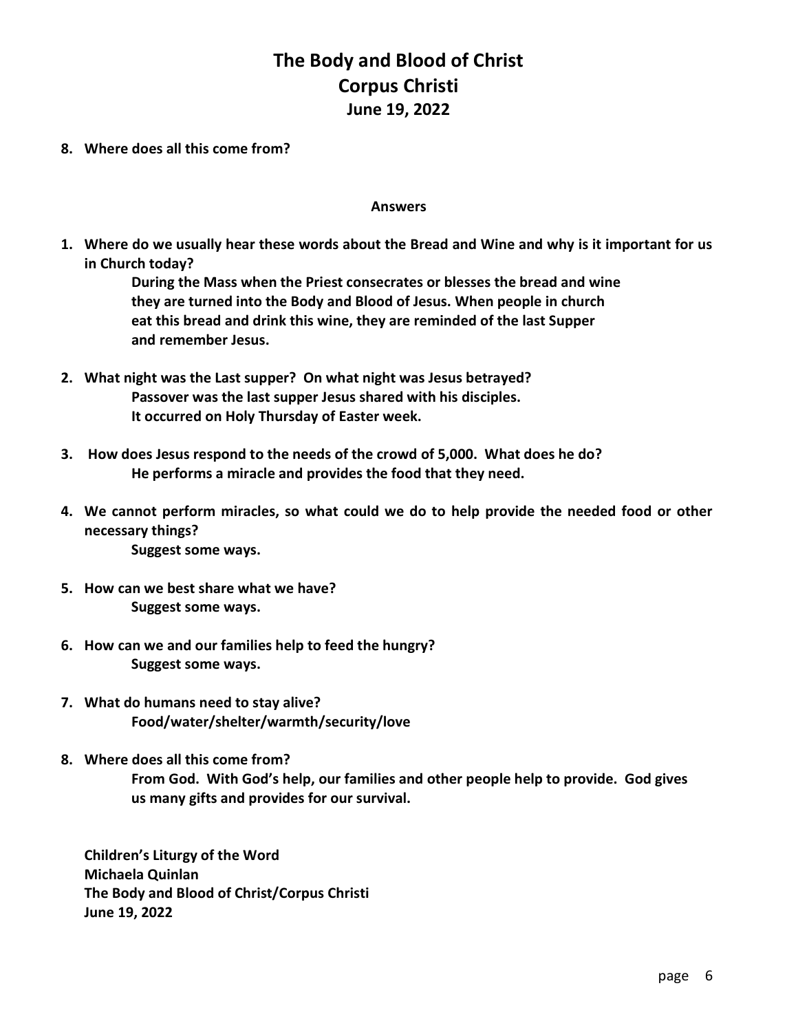# The Body and Blood of Christ
# Corpus Christi
# June 19, 2022

**8. Where does all this come from?**

**Answers**

1. **Where do we usually hear these words about the Bread and Wine and why is it important for us in Church today?**
   **During the Mass when the Priest consecrates or blesses the bread and wine they are turned into the Body and Blood of Jesus. When people in church eat this bread and drink this wine, they are reminded of the last Supper and remember Jesus.**

2. **What night was the Last supper? On what night was Jesus betrayed?**
   **Passover was the last supper Jesus shared with his disciples.**
   **It occurred on Holy Thursday of Easter week.**

3. **How does Jesus respond to the needs of the crowd of 5,000. What does he do?**
   **He performs a miracle and provides the food that they need.**

4. **We cannot perform miracles, so what could we do to help provide the needed food or other necessary things?**
   **Suggest some ways.**

5. **How can we best share what we have?**
   **Suggest some ways.**

6. **How can we and our families help to feed the hungry?**
   **Suggest some ways.**

7. **What do humans need to stay alive?**
   **Food/water/shelter/warmth/security/love**

8. **Where does all this come from?**
   **From God. With God's help, our families and other people help to provide. God gives us many gifts and provides for our survival.**

**Children's Liturgy of the Word**
**Michaela Quinlan**
**The Body and Blood of Christ/Corpus Christi**
**June 19, 2022**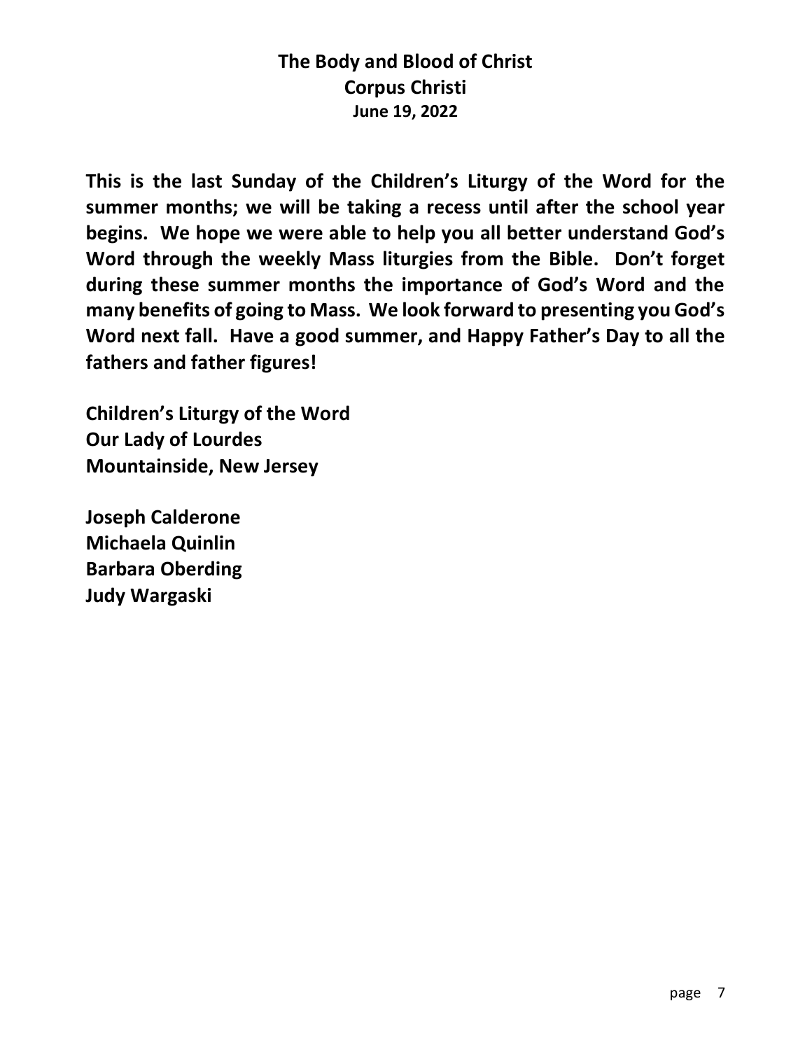**The Body and Blood of Christ**
**Corpus Christi**
**June 19, 2022**

**This is the last Sunday of the Children's Liturgy of the Word for the summer months; we will be taking a recess until after the school year begins. We hope we were able to help you all better understand God's Word through the weekly Mass liturgies from the Bible. Don't forget during these summer months the importance of God's Word and the many benefits of going to Mass. We look forward to presenting you God's Word next fall. Have a good summer, and Happy Father's Day to all the fathers and father figures!**

**Children's Liturgy of the Word**
**Our Lady of Lourdes**
**Mountainside, New Jersey**

**Joseph Calderone**
**Michaela Quinlin**
**Barbara Oberding**
**Judy Wargaski**